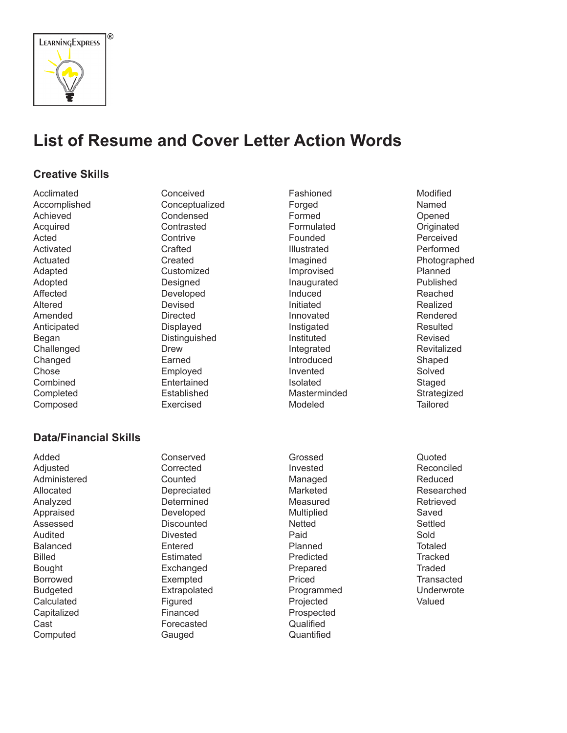LearningExpress®

# List of Resume and Cover Letter Action Words

## Creative Skills

Acclimated
Accomplished
Achieved
Acquired
Acted
Activated
Actuated
Adapted
Adopted
Affected
Altered
Amended
Anticipated
Began
Challenged
Changed
Chose
Combined
Completed
Composed
Conceived
Conceptualized
Condensed
Contrasted
Contrive
Crafted
Created
Customized
Designed
Developed
Devised
Directed
Displayed
Distinguished
Drew
Earned
Employed
Entertained
Established
Exercised
Fashioned
Forged
Formed
Formulated
Founded
Illustrated
Imagined
Improvised
Inaugurated
Induced
Initiated
Innovated
Instigated
Instituted
Integrated
Introduced
Invented
Isolated
Masterminded
Modeled
Modified
Named
Opened
Originated
Perceived
Performed
Photographed
Planned
Published
Reached
Realized
Rendered
Resulted
Revised
Revitalized
Shaped
Solved
Staged
Strategized
Tailored

## Data/Financial Skills

Added
Adjusted
Administered
Allocated
Analyzed
Appraised
Assessed
Audited
Balanced
Billed
Bought
Borrowed
Budgeted
Calculated
Capitalized
Cast
Computed
Conserved
Corrected
Counted
Depreciated
Determined
Developed
Discounted
Divested
Entered
Estimated
Exchanged
Exempted
Extrapolated
Figured
Financed
Forecasted
Gauged
Grossed
Invested
Managed
Marketed
Measured
Multiplied
Netted
Paid
Planned
Predicted
Prepared
Priced
Programmed
Projected
Prospected
Qualified
Quantified
Quoted
Reconciled
Reduced
Researched
Retrieved
Saved
Settled
Sold
Totaled
Tracked
Traded
Transacted
Underwrote
Valued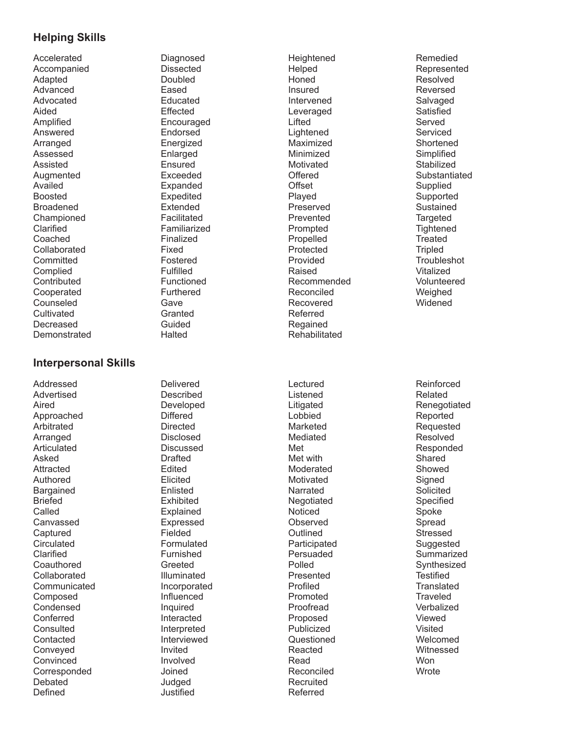## Helping Skills

Accelerated
Accompanied
Adapted
Advanced
Advocated
Aided
Amplified
Answered
Arranged
Assessed
Assisted
Augmented
Availed
Boosted
Broadened
Championed
Clarified
Coached
Collaborated
Committed
Complied
Contributed
Cooperated
Counseled
Cultivated
Decreased
Demonstrated
Diagnosed
Dissected
Doubled
Eased
Educated
Effected
Encouraged
Endorsed
Energized
Enlarged
Ensured
Exceeded
Expanded
Expedited
Extended
Facilitated
Familiarized
Finalized
Fixed
Fostered
Fulfilled
Functioned
Furthered
Gave
Granted
Guided
Halted
Heightened
Helped
Honed
Insured
Intervened
Leveraged
Lifted
Lightened
Maximized
Minimized
Motivated
Offered
Offset
Played
Preserved
Prevented
Prompted
Propelled
Protected
Provided
Raised
Recommended
Reconciled
Recovered
Referred
Regained
Rehabilitated
Remedied
Represented
Resolved
Reversed
Salvaged
Satisfied
Served
Serviced
Shortened
Simplified
Stabilized
Substantiated
Supplied
Supported
Sustained
Targeted
Tightened
Treated
Tripled
Troubleshot
Vitalized
Volunteered
Weighed
Widened

## Interpersonal Skills

Addressed
Advertised
Aired
Approached
Arbitrated
Arranged
Articulated
Asked
Attracted
Authored
Bargained
Briefed
Called
Canvassed
Captured
Circulated
Clarified
Coauthored
Collaborated
Communicated
Composed
Condensed
Conferred
Consulted
Contacted
Conveyed
Convinced
Corresponded
Debated
Defined
Delivered
Described
Developed
Differed
Directed
Disclosed
Discussed
Drafted
Edited
Elicited
Enlisted
Exhibited
Explained
Expressed
Fielded
Formulated
Furnished
Greeted
Illuminated
Incorporated
Influenced
Inquired
Interacted
Interpreted
Interviewed
Invited
Involved
Joined
Judged
Justified
Lectured
Listened
Litigated
Lobbied
Marketed
Mediated
Met
Met with
Moderated
Motivated
Narrated
Negotiated
Noticed
Observed
Outlined
Participated
Persuaded
Polled
Presented
Profiled
Promoted
Proofread
Proposed
Publicized
Questioned
Reacted
Read
Reconciled
Recruited
Referred
Reinforced
Related
Renegotiated
Reported
Requested
Resolved
Responded
Shared
Showed
Signed
Solicited
Specified
Spoke
Spread
Stressed
Suggested
Summarized
Synthesized
Testified
Translated
Traveled
Verbalized
Viewed
Visited
Welcomed
Witnessed
Won
Wrote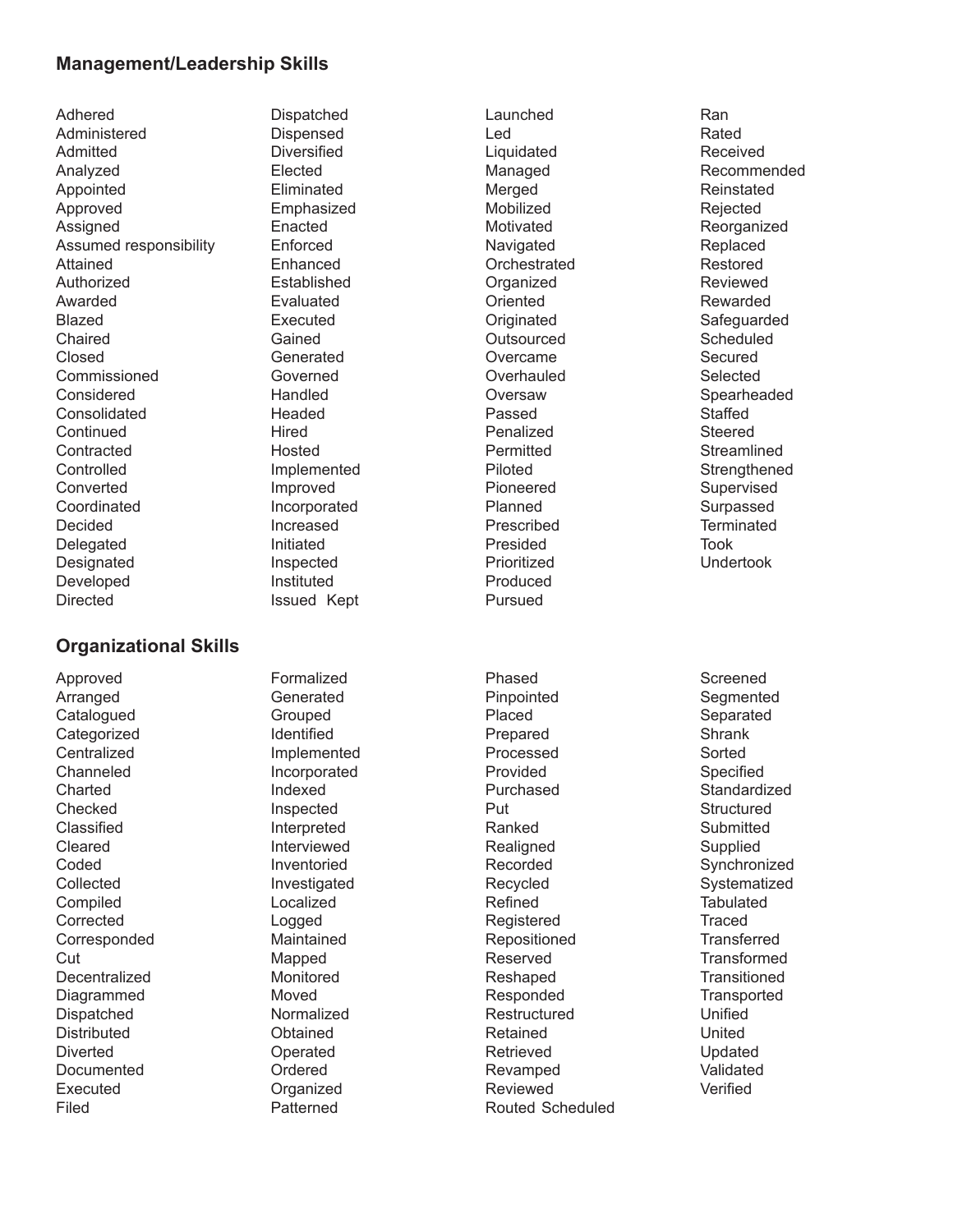## Management/Leadership Skills

Adhered
Administered
Admitted
Analyzed
Appointed
Approved
Assigned
Assumed responsibility
Attained
Authorized
Awarded
Blazed
Chaired
Closed
Commissioned
Considered
Consolidated
Continued
Contracted
Controlled
Converted
Coordinated
Decided
Delegated
Designated
Developed
Directed
Dispatched
Dispensed
Diversified
Elected
Eliminated
Emphasized
Enacted
Enforced
Enhanced
Established
Evaluated
Executed
Gained
Generated
Governed
Handled
Headed
Hired
Hosted
Implemented
Improved
Incorporated
Increased
Initiated
Inspected
Instituted
Issued Kept
Launched
Led
Liquidated
Managed
Merged
Mobilized
Motivated
Navigated
Orchestrated
Organized
Oriented
Originated
Outsourced
Overcame
Overhauled
Oversaw
Passed
Penalized
Permitted
Piloted
Pioneered
Planned
Prescribed
Presided
Prioritized
Produced
Pursued
Ran
Rated
Received
Recommended
Reinstated
Rejected
Reorganized
Replaced
Restored
Reviewed
Rewarded
Safeguarded
Scheduled
Secured
Selected
Spearheaded
Staffed
Steered
Streamlined
Strengthened
Supervised
Surpassed
Terminated
Took
Undertook

## Organizational Skills

Approved
Arranged
Catalogued
Categorized
Centralized
Channeled
Charted
Checked
Classified
Cleared
Coded
Collected
Compiled
Corrected
Corresponded
Cut
Decentralized
Diagrammed
Dispatched
Distributed
Diverted
Documented
Executed
Filed
Formalized
Generated
Grouped
Identified
Implemented
Incorporated
Indexed
Inspected
Interpreted
Interviewed
Inventoried
Investigated
Localized
Logged
Maintained
Mapped
Monitored
Moved
Normalized
Obtained
Operated
Ordered
Organized
Patterned
Phased
Pinpointed
Placed
Prepared
Processed
Provided
Purchased
Put
Ranked
Realigned
Recorded
Recycled
Refined
Registered
Repositioned
Reserved
Reshaped
Responded
Restructured
Retained
Retrieved
Revamped
Reviewed
Routed Scheduled
Screened
Segmented
Separated
Shrank
Sorted
Specified
Standardized
Structured
Submitted
Supplied
Synchronized
Systematized
Tabulated
Traced
Transferred
Transformed
Transitioned
Transported
Unified
United
Updated
Validated
Verified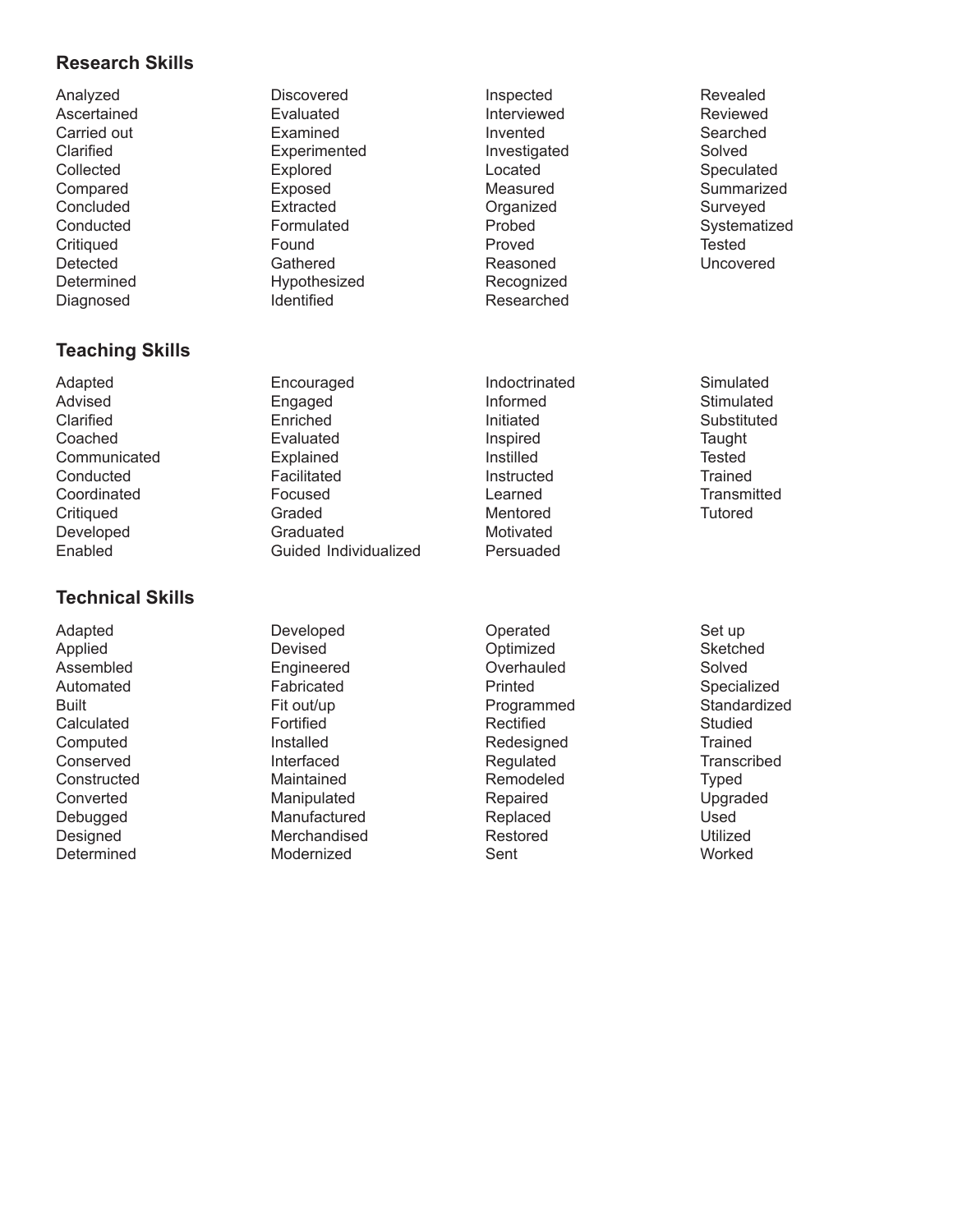## Research Skills

Analyzed
Ascertained
Carried out
Clarified
Collected
Compared
Concluded
Conducted
Critiqued
Detected
Determined
Diagnosed
Discovered
Evaluated
Examined
Experimented
Explored
Exposed
Extracted
Formulated
Found
Gathered
Hypothesized
Identified
Inspected
Interviewed
Invented
Investigated
Located
Measured
Organized
Probed
Proved
Reasoned
Recognized
Researched
Revealed
Reviewed
Searched
Solved
Speculated
Summarized
Surveyed
Systematized
Tested
Uncovered

## Teaching Skills

Adapted
Advised
Clarified
Coached
Communicated
Conducted
Coordinated
Critiqued
Developed
Enabled
Encouraged
Engaged
Enriched
Evaluated
Explained
Facilitated
Focused
Graded
Graduated
Guided Individualized
Indoctrinated
Informed
Initiated
Inspired
Instilled
Instructed
Learned
Mentored
Motivated
Persuaded
Simulated
Stimulated
Substituted
Taught
Tested
Trained
Transmitted
Tutored

## Technical Skills

Adapted
Applied
Assembled
Automated
Built
Calculated
Computed
Conserved
Constructed
Converted
Debugged
Designed
Determined
Developed
Devised
Engineered
Fabricated
Fit out/up
Fortified
Installed
Interfaced
Maintained
Manipulated
Manufactured
Merchandised
Modernized
Operated
Optimized
Overhauled
Printed
Programmed
Rectified
Redesigned
Regulated
Remodeled
Repaired
Replaced
Restored
Sent
Set up
Sketched
Solved
Specialized
Standardized
Studied
Trained
Transcribed
Typed
Upgraded
Used
Utilized
Worked